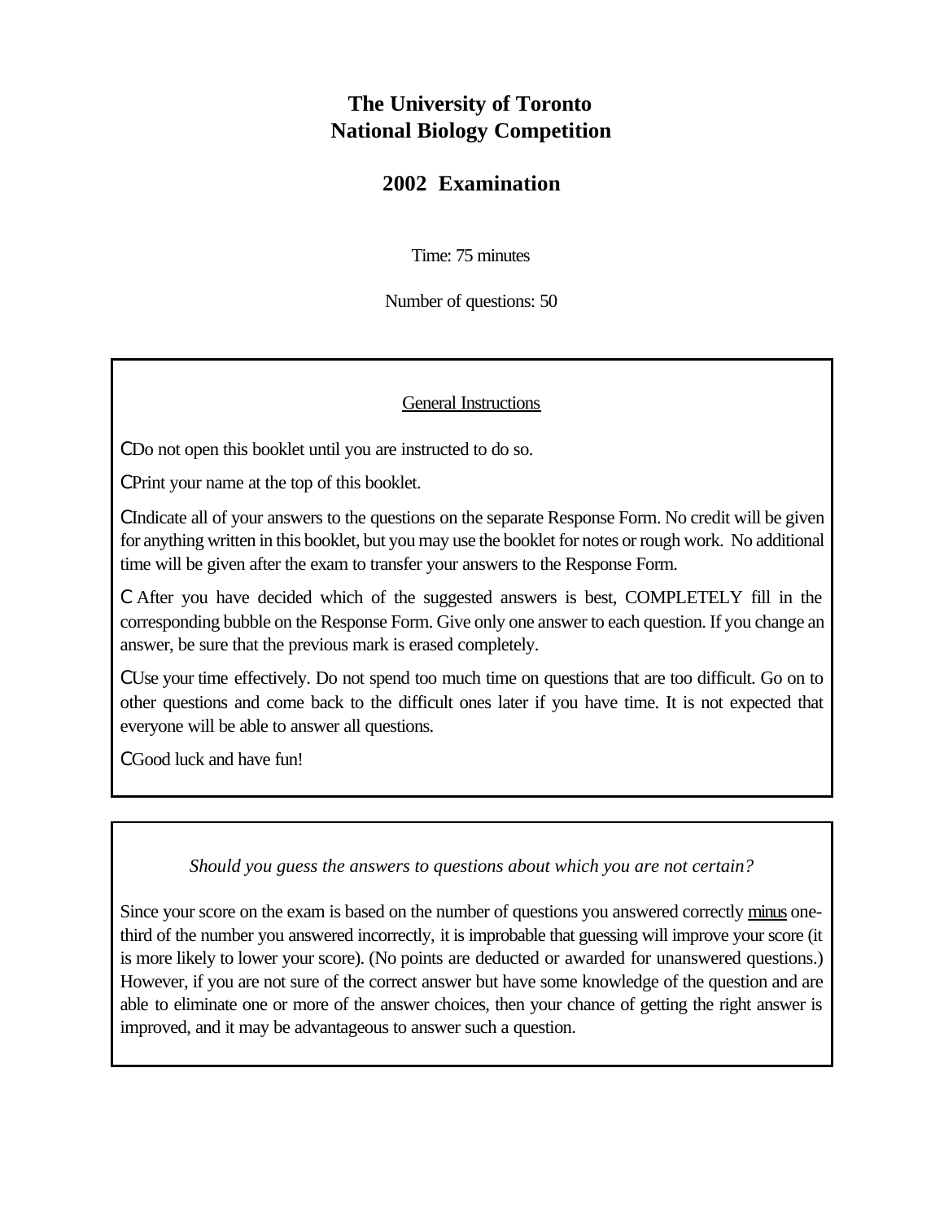# The University of Toronto
# National Biology Competition

## 2002 Examination

Time: 75 minutes

Number of questions: 50

---

General Instructions

- Do not open this booklet until you are instructed to do so.
- Print your name at the top of this booklet.
- Indicate all of your answers to the questions on the separate Response Form. No credit will be given for anything written in this booklet, but you may use the booklet for notes or rough work. No additional time will be given after the exam to transfer your answers to the Response Form.
- After you have decided which of the suggested answers is best, COMPLETELY fill in the corresponding bubble on the Response Form. Give only one answer to each question. If you change an answer, be sure that the previous mark is erased completely.
- Use your time effectively. Do not spend too much time on questions that are too difficult. Go on to other questions and come back to the difficult ones later if you have time. It is not expected that everyone will be able to answer all questions.
- Good luck and have fun!

---

*Should you guess the answers to questions about which you are not certain?*

Since your score on the exam is based on the number of questions you answered correctly minus one-third of the number you answered incorrectly, it is improbable that guessing will improve your score (it is more likely to lower your score). (No points are deducted or awarded for unanswered questions.) However, if you are not sure of the correct answer but have some knowledge of the question and are able to eliminate one or more of the answer choices, then your chance of getting the right answer is improved, and it may be advantageous to answer such a question.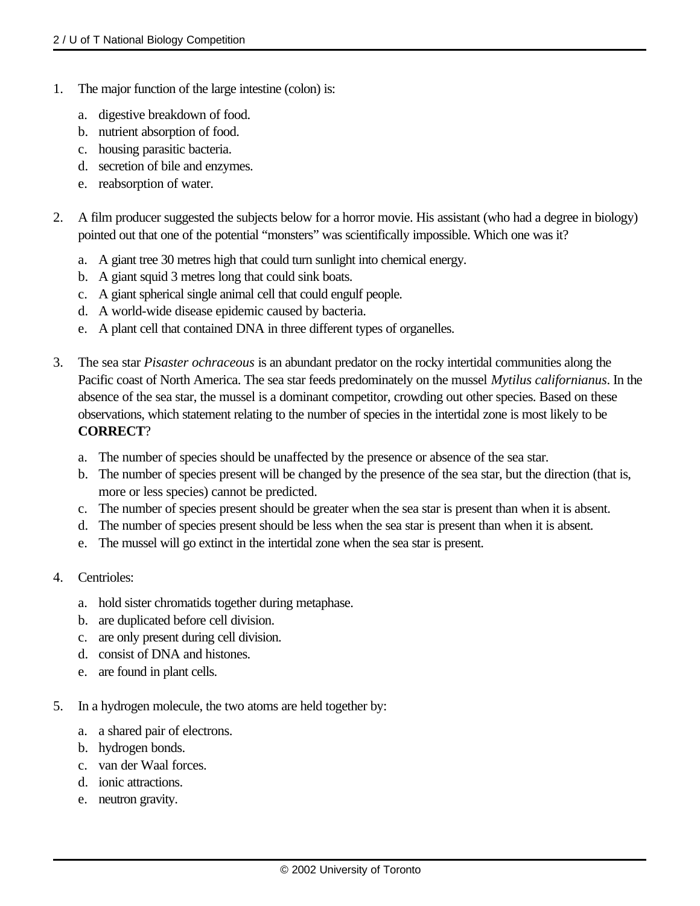1. The major function of the large intestine (colon) is:

   a. digestive breakdown of food.
   b. nutrient absorption of food.
   c. housing parasitic bacteria.
   d. secretion of bile and enzymes.
   e. reabsorption of water.

2. A film producer suggested the subjects below for a horror movie. His assistant (who had a degree in biology) pointed out that one of the potential "monsters" was scientifically impossible. Which one was it?

   a. A giant tree 30 metres high that could turn sunlight into chemical energy.
   b. A giant squid 3 metres long that could sink boats.
   c. A giant spherical single animal cell that could engulf people.
   d. A world-wide disease epidemic caused by bacteria.
   e. A plant cell that contained DNA in three different types of organelles.

3. The sea star *Pisaster ochraceous* is an abundant predator on the rocky intertidal communities along the Pacific coast of North America. The sea star feeds predominately on the mussel *Mytilus californianus*. In the absence of the sea star, the mussel is a dominant competitor, crowding out other species. Based on these observations, which statement relating to the number of species in the intertidal zone is most likely to be **CORRECT**?

   a. The number of species should be unaffected by the presence or absence of the sea star.
   b. The number of species present will be changed by the presence of the sea star, but the direction (that is, more or less species) cannot be predicted.
   c. The number of species present should be greater when the sea star is present than when it is absent.
   d. The number of species present should be less when the sea star is present than when it is absent.
   e. The mussel will go extinct in the intertidal zone when the sea star is present.

4. Centrioles:

   a. hold sister chromatids together during metaphase.
   b. are duplicated before cell division.
   c. are only present during cell division.
   d. consist of DNA and histones.
   e. are found in plant cells.

5. In a hydrogen molecule, the two atoms are held together by:

   a. a shared pair of electrons.
   b. hydrogen bonds.
   c. van der Waal forces.
   d. ionic attractions.
   e. neutron gravity.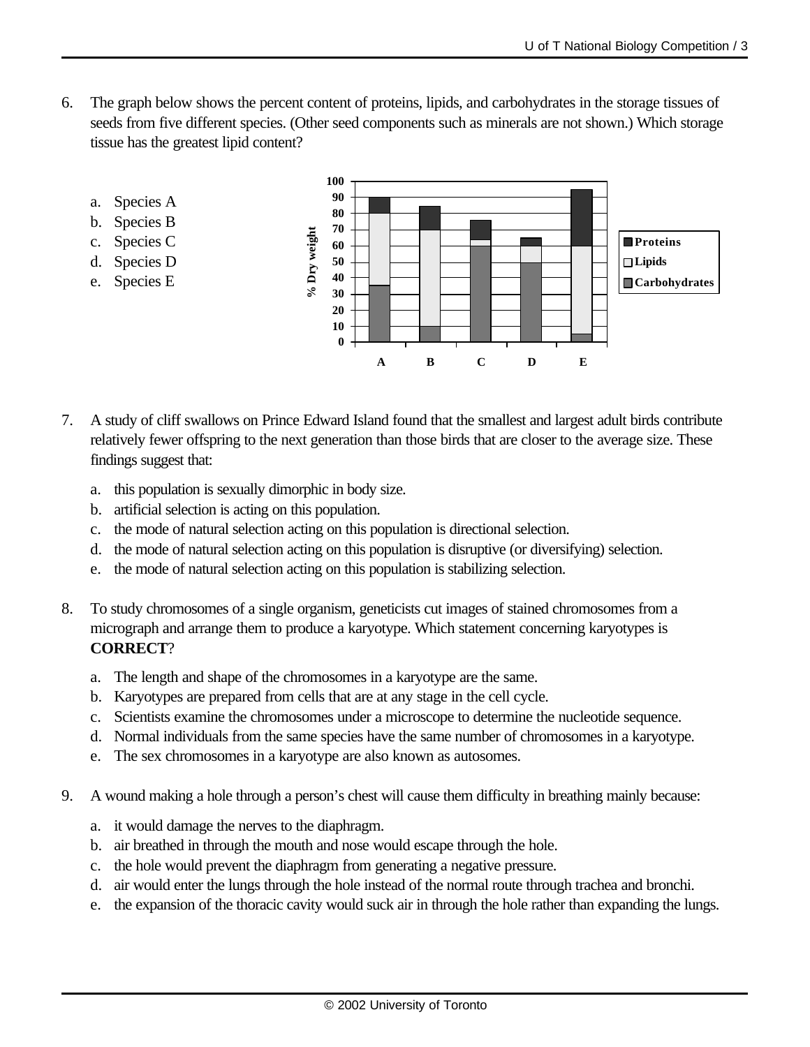6. The graph below shows the percent content of proteins, lipids, and carbohydrates in the storage tissues of seeds from five different species. (Other seed components such as minerals are not shown.) Which storage tissue has the greatest lipid content?

   a. Species A
   b. Species B
   c. Species C
   d. Species D
   e. Species E

7. A study of cliff swallows on Prince Edward Island found that the smallest and largest adult birds contribute relatively fewer offspring to the next generation than those birds that are closer to the average size. These findings suggest that:

   a. this population is sexually dimorphic in body size.
   b. artificial selection is acting on this population.
   c. the mode of natural selection acting on this population is directional selection.
   d. the mode of natural selection acting on this population is disruptive (or diversifying) selection.
   e. the mode of natural selection acting on this population is stabilizing selection.

8. To study chromosomes of a single organism, geneticists cut images of stained chromosomes from a micrograph and arrange them to produce a karyotype. Which statement concerning karyotypes is **CORRECT**?

   a. The length and shape of the chromosomes in a karyotype are the same.
   b. Karyotypes are prepared from cells that are at any stage in the cell cycle.
   c. Scientists examine the chromosomes under a microscope to determine the nucleotide sequence.
   d. Normal individuals from the same species have the same number of chromosomes in a karyotype.
   e. The sex chromosomes in a karyotype are also known as autosomes.

9. A wound making a hole through a person's chest will cause them difficulty in breathing mainly because:

   a. it would damage the nerves to the diaphragm.
   b. air breathed in through the mouth and nose would escape through the hole.
   c. the hole would prevent the diaphragm from generating a negative pressure.
   d. air would enter the lungs through the hole instead of the normal route through trachea and bronchi.
   e. the expansion of the thoracic cavity would suck air in through the hole rather than expanding the lungs.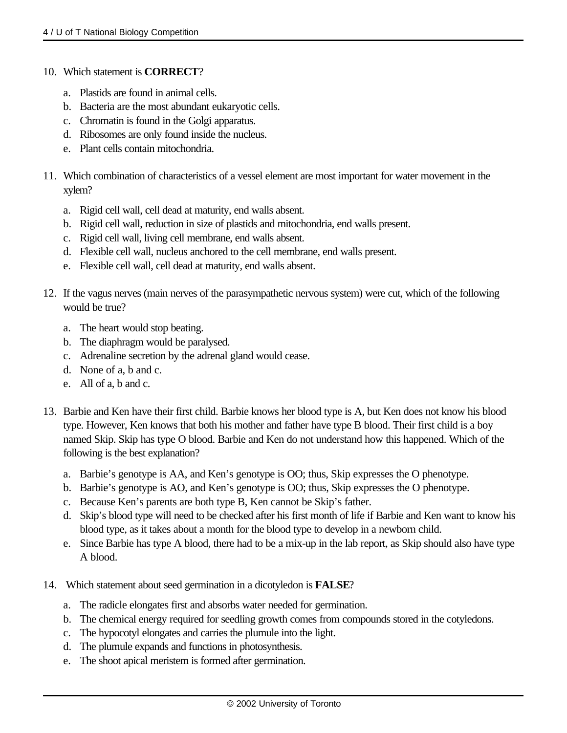10. Which statement is **CORRECT**?

    a. Plastids are found in animal cells.
    b. Bacteria are the most abundant eukaryotic cells.
    c. Chromatin is found in the Golgi apparatus.
    d. Ribosomes are only found inside the nucleus.
    e. Plant cells contain mitochondria.

11. Which combination of characteristics of a vessel element are most important for water movement in the xylem?

    a. Rigid cell wall, cell dead at maturity, end walls absent.
    b. Rigid cell wall, reduction in size of plastids and mitochondria, end walls present.
    c. Rigid cell wall, living cell membrane, end walls absent.
    d. Flexible cell wall, nucleus anchored to the cell membrane, end walls present.
    e. Flexible cell wall, cell dead at maturity, end walls absent.

12. If the vagus nerves (main nerves of the parasympathetic nervous system) were cut, which of the following would be true?

    a. The heart would stop beating.
    b. The diaphragm would be paralysed.
    c. Adrenaline secretion by the adrenal gland would cease.
    d. None of a, b and c.
    e. All of a, b and c.

13. Barbie and Ken have their first child. Barbie knows her blood type is A, but Ken does not know his blood type. However, Ken knows that both his mother and father have type B blood. Their first child is a boy named Skip. Skip has type O blood. Barbie and Ken do not understand how this happened. Which of the following is the best explanation?

    a. Barbie's genotype is AA, and Ken's genotype is OO; thus, Skip expresses the O phenotype.
    b. Barbie's genotype is AO, and Ken's genotype is OO; thus, Skip expresses the O phenotype.
    c. Because Ken's parents are both type B, Ken cannot be Skip's father.
    d. Skip's blood type will need to be checked after his first month of life if Barbie and Ken want to know his blood type, as it takes about a month for the blood type to develop in a newborn child.
    e. Since Barbie has type A blood, there had to be a mix-up in the lab report, as Skip should also have type A blood.

14. Which statement about seed germination in a dicotyledon is **FALSE**?

    a. The radicle elongates first and absorbs water needed for germination.
    b. The chemical energy required for seedling growth comes from compounds stored in the cotyledons.
    c. The hypocotyl elongates and carries the plumule into the light.
    d. The plumule expands and functions in photosynthesis.
    e. The shoot apical meristem is formed after germination.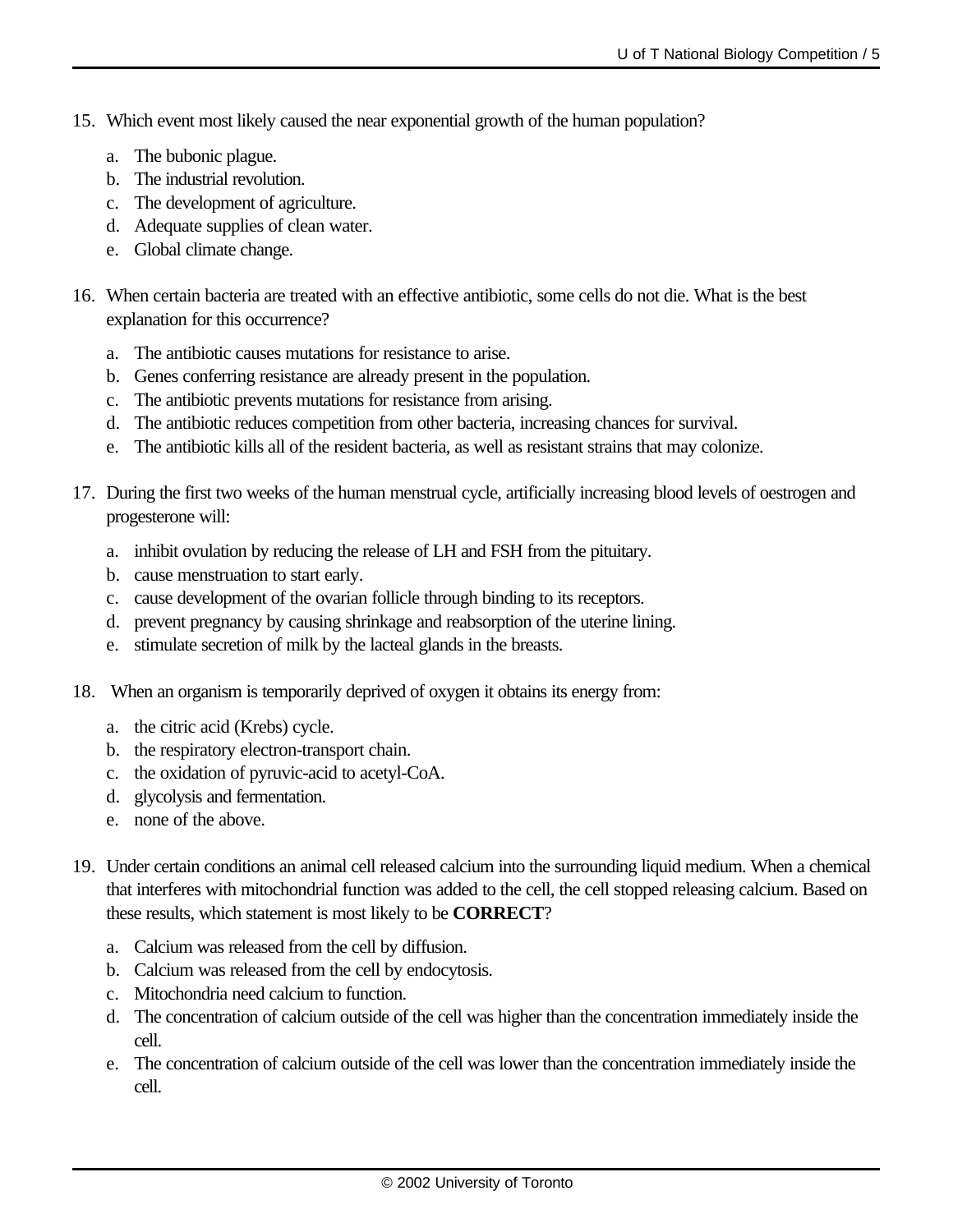15. Which event most likely caused the near exponential growth of the human population?

    a. The bubonic plague.
    b. The industrial revolution.
    c. The development of agriculture.
    d. Adequate supplies of clean water.
    e. Global climate change.

16. When certain bacteria are treated with an effective antibiotic, some cells do not die. What is the best explanation for this occurrence?

    a. The antibiotic causes mutations for resistance to arise.
    b. Genes conferring resistance are already present in the population.
    c. The antibiotic prevents mutations for resistance from arising.
    d. The antibiotic reduces competition from other bacteria, increasing chances for survival.
    e. The antibiotic kills all of the resident bacteria, as well as resistant strains that may colonize.

17. During the first two weeks of the human menstrual cycle, artificially increasing blood levels of oestrogen and progesterone will:

    a. inhibit ovulation by reducing the release of LH and FSH from the pituitary.
    b. cause menstruation to start early.
    c. cause development of the ovarian follicle through binding to its receptors.
    d. prevent pregnancy by causing shrinkage and reabsorption of the uterine lining.
    e. stimulate secretion of milk by the lacteal glands in the breasts.

18. When an organism is temporarily deprived of oxygen it obtains its energy from:

    a. the citric acid (Krebs) cycle.
    b. the respiratory electron-transport chain.
    c. the oxidation of pyruvic-acid to acetyl-CoA.
    d. glycolysis and fermentation.
    e. none of the above.

19. Under certain conditions an animal cell released calcium into the surrounding liquid medium. When a chemical that interferes with mitochondrial function was added to the cell, the cell stopped releasing calcium. Based on these results, which statement is most likely to be **CORRECT**?

    a. Calcium was released from the cell by diffusion.
    b. Calcium was released from the cell by endocytosis.
    c. Mitochondria need calcium to function.
    d. The concentration of calcium outside of the cell was higher than the concentration immediately inside the cell.
    e. The concentration of calcium outside of the cell was lower than the concentration immediately inside the cell.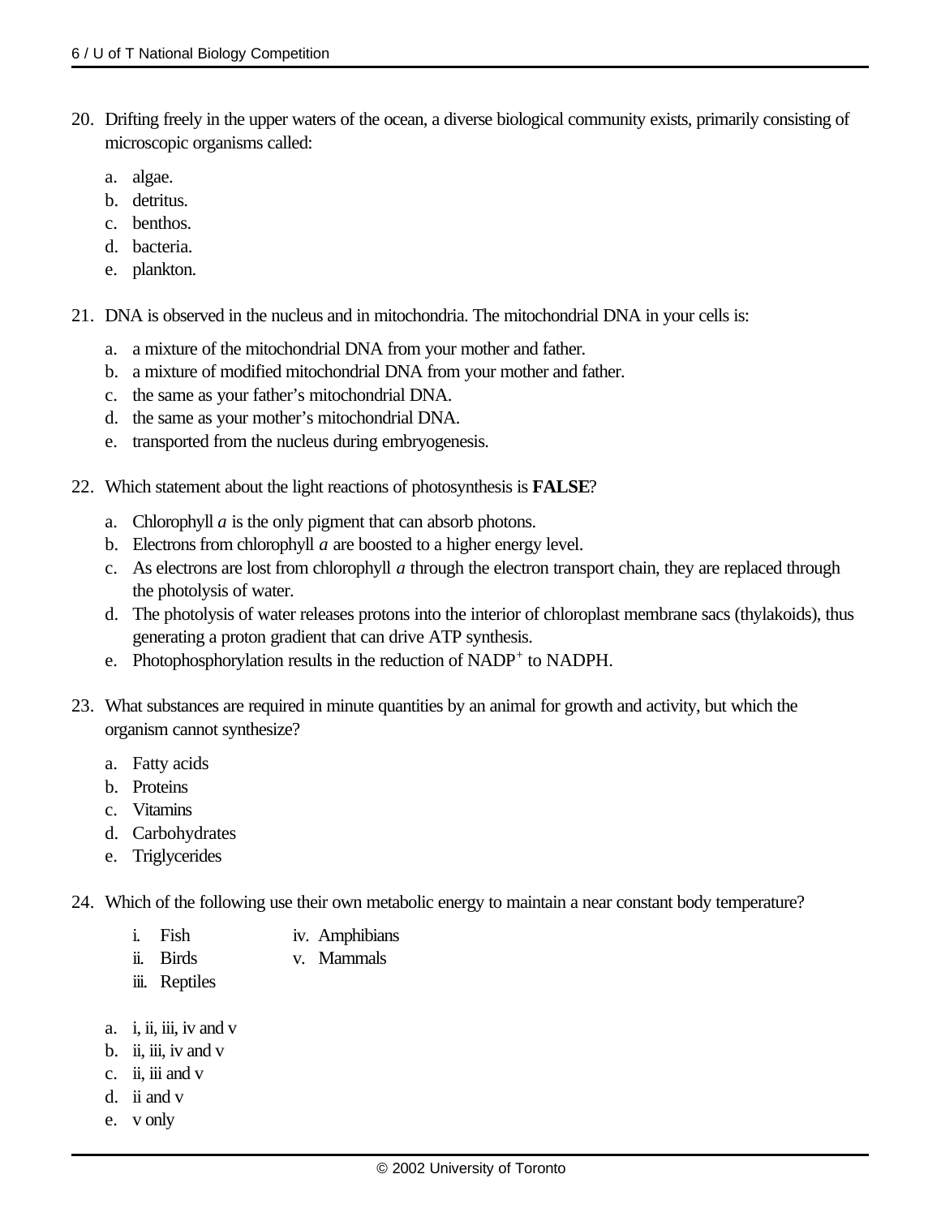20. Drifting freely in the upper waters of the ocean, a diverse biological community exists, primarily consisting of microscopic organisms called:

    a. algae.
    b. detritus.
    c. benthos.
    d. bacteria.
    e. plankton.

21. DNA is observed in the nucleus and in mitochondria. The mitochondrial DNA in your cells is:

    a. a mixture of the mitochondrial DNA from your mother and father.
    b. a mixture of modified mitochondrial DNA from your mother and father.
    c. the same as your father's mitochondrial DNA.
    d. the same as your mother's mitochondrial DNA.
    e. transported from the nucleus during embryogenesis.

22. Which statement about the light reactions of photosynthesis is **FALSE**?

    a. Chlorophyll *a* is the only pigment that can absorb photons.
    b. Electrons from chlorophyll *a* are boosted to a higher energy level.
    c. As electrons are lost from chlorophyll *a* through the electron transport chain, they are replaced through the photolysis of water.
    d. The photolysis of water releases protons into the interior of chloroplast membrane sacs (thylakoids), thus generating a proton gradient that can drive ATP synthesis.
    e. Photophosphorylation results in the reduction of $NADP^+$ to NADPH.

23. What substances are required in minute quantities by an animal for growth and activity, but which the organism cannot synthesize?

    a. Fatty acids
    b. Proteins
    c. Vitamins
    d. Carbohydrates
    e. Triglycerides

24. Which of the following use their own metabolic energy to maintain a near constant body temperature?

    i. Fish
    ii. Birds
    iii. Reptiles
    iv. Amphibians
    v. Mammals

    a. i, ii, iii, iv and v
    b. ii, iii, iv and v
    c. ii, iii and v
    d. ii and v
    e. v only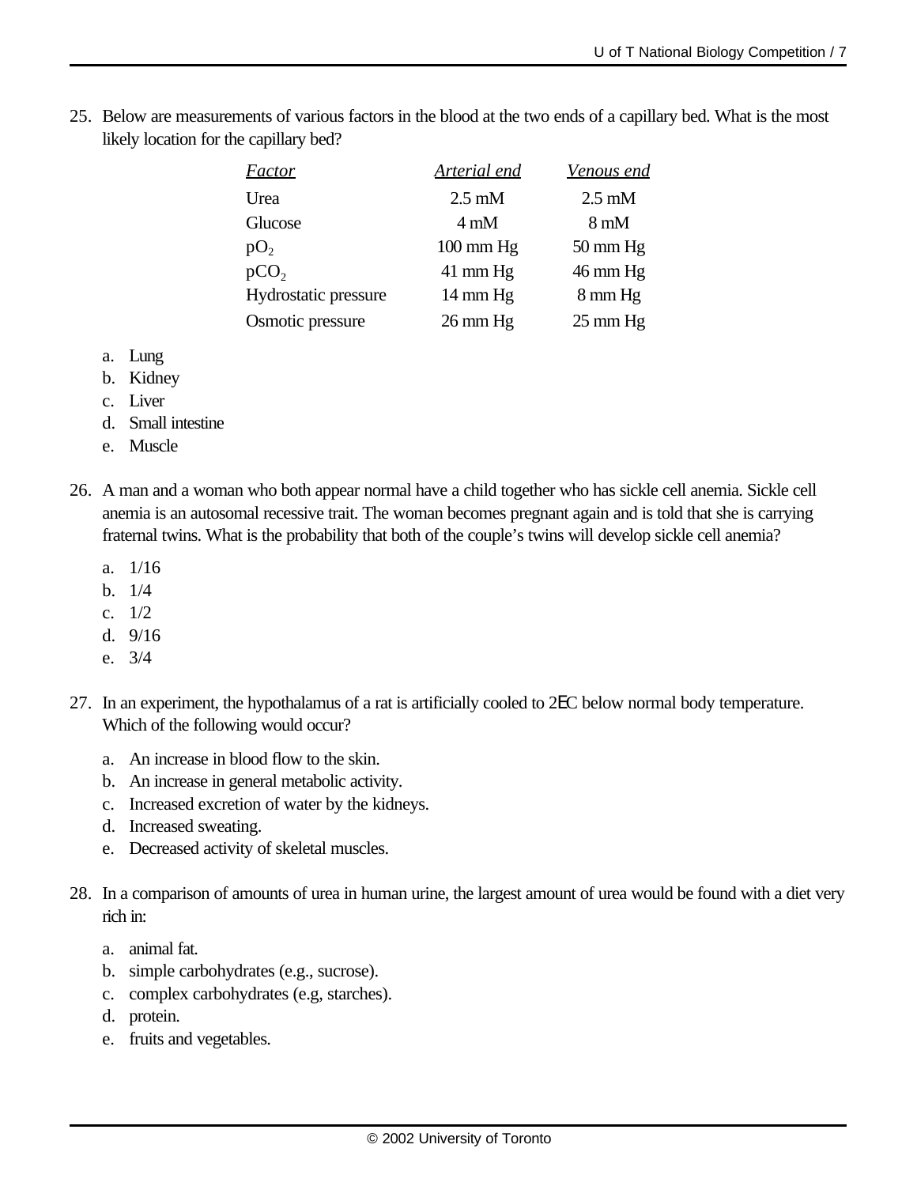25. Below are measurements of various factors in the blood at the two ends of a capillary bed. What is the most likely location for the capillary bed?

| *Factor* | *Arterial end* | *Venous end* |
|---|---|---|
| Urea | 2.5 mM | 2.5 mM |
| Glucose | 4 mM | 8 mM |
| $pO_2$ | 100 mm Hg | 50 mm Hg |
| $pCO_2$ | 41 mm Hg | 46 mm Hg |
| Hydrostatic pressure | 14 mm Hg | 8 mm Hg |
| Osmotic pressure | 26 mm Hg | 25 mm Hg |

   a. Lung
   b. Kidney
   c. Liver
   d. Small intestine
   e. Muscle

26. A man and a woman who both appear normal have a child together who has sickle cell anemia. Sickle cell anemia is an autosomal recessive trait. The woman becomes pregnant again and is told that she is carrying fraternal twins. What is the probability that both of the couple's twins will develop sickle cell anemia?

   a. 1/16
   b. 1/4
   c. 1/2
   d. 9/16
   e. 3/4

27. In an experiment, the hypothalamus of a rat is artificially cooled to 2EC below normal body temperature. Which of the following would occur?

   a. An increase in blood flow to the skin.
   b. An increase in general metabolic activity.
   c. Increased excretion of water by the kidneys.
   d. Increased sweating.
   e. Decreased activity of skeletal muscles.

28. In a comparison of amounts of urea in human urine, the largest amount of urea would be found with a diet very rich in:

   a. animal fat.
   b. simple carbohydrates (e.g., sucrose).
   c. complex carbohydrates (e.g, starches).
   d. protein.
   e. fruits and vegetables.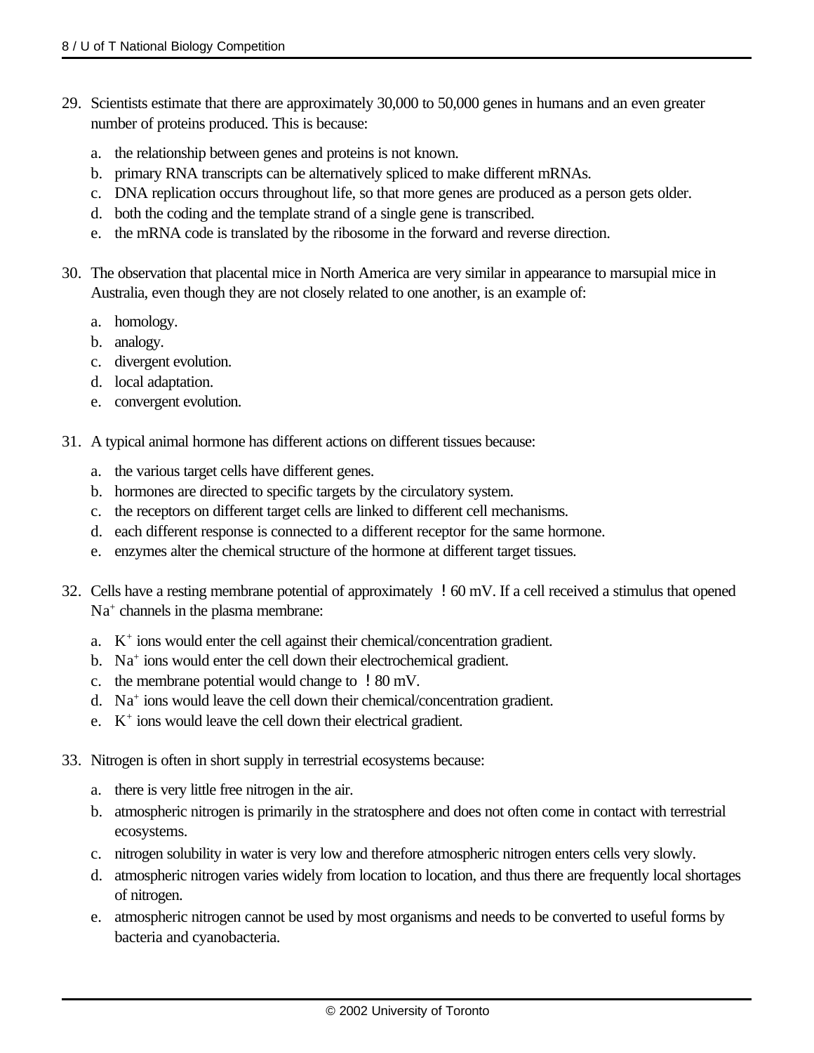29. Scientists estimate that there are approximately 30,000 to 50,000 genes in humans and an even greater number of proteins produced. This is because:

    a. the relationship between genes and proteins is not known.
    b. primary RNA transcripts can be alternatively spliced to make different mRNAs.
    c. DNA replication occurs throughout life, so that more genes are produced as a person gets older.
    d. both the coding and the template strand of a single gene is transcribed.
    e. the mRNA code is translated by the ribosome in the forward and reverse direction.

30. The observation that placental mice in North America are very similar in appearance to marsupial mice in Australia, even though they are not closely related to one another, is an example of:

    a. homology.
    b. analogy.
    c. divergent evolution.
    d. local adaptation.
    e. convergent evolution.

31. A typical animal hormone has different actions on different tissues because:

    a. the various target cells have different genes.
    b. hormones are directed to specific targets by the circulatory system.
    c. the receptors on different target cells are linked to different cell mechanisms.
    d. each different response is connected to a different receptor for the same hormone.
    e. enzymes alter the chemical structure of the hormone at different target tissues.

32. Cells have a resting membrane potential of approximately $-60$ mV. If a cell received a stimulus that opened $Na^+$ channels in the plasma membrane:

    a. $K^+$ ions would enter the cell against their chemical/concentration gradient.
    b. $Na^+$ ions would enter the cell down their electrochemical gradient.
    c. the membrane potential would change to $-80$ mV.
    d. $Na^+$ ions would leave the cell down their chemical/concentration gradient.
    e. $K^+$ ions would leave the cell down their electrical gradient.

33. Nitrogen is often in short supply in terrestrial ecosystems because:

    a. there is very little free nitrogen in the air.
    b. atmospheric nitrogen is primarily in the stratosphere and does not often come in contact with terrestrial ecosystems.
    c. nitrogen solubility in water is very low and therefore atmospheric nitrogen enters cells very slowly.
    d. atmospheric nitrogen varies widely from location to location, and thus there are frequently local shortages of nitrogen.
    e. atmospheric nitrogen cannot be used by most organisms and needs to be converted to useful forms by bacteria and cyanobacteria.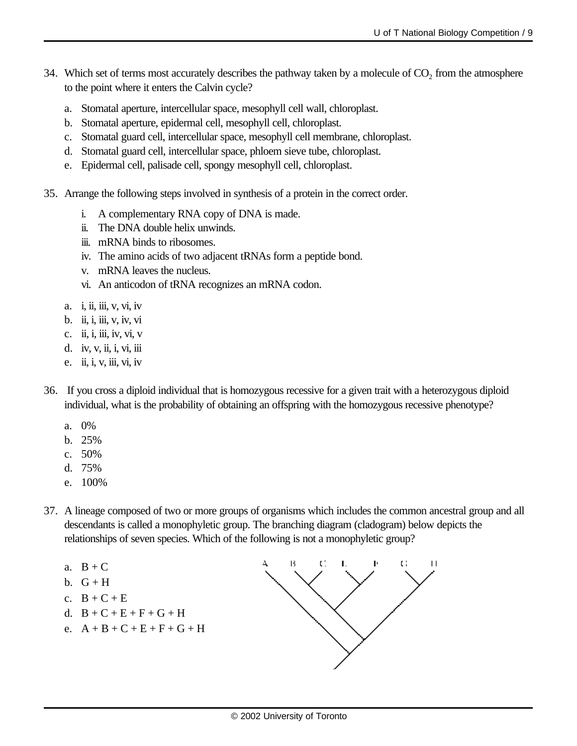34. Which set of terms most accurately describes the pathway taken by a molecule of $CO_2$ from the atmosphere to the point where it enters the Calvin cycle?

    a. Stomatal aperture, intercellular space, mesophyll cell wall, chloroplast.
    b. Stomatal aperture, epidermal cell, mesophyll cell, chloroplast.
    c. Stomatal guard cell, intercellular space, mesophyll cell membrane, chloroplast.
    d. Stomatal guard cell, intercellular space, phloem sieve tube, chloroplast.
    e. Epidermal cell, palisade cell, spongy mesophyll cell, chloroplast.

35. Arrange the following steps involved in synthesis of a protein in the correct order.

    i. A complementary RNA copy of DNA is made.
    ii. The DNA double helix unwinds.
    iii. mRNA binds to ribosomes.
    iv. The amino acids of two adjacent tRNAs form a peptide bond.
    v. mRNA leaves the nucleus.
    vi. An anticodon of tRNA recognizes an mRNA codon.

    a. i, ii, iii, v, vi, iv
    b. ii, i, iii, v, iv, vi
    c. ii, i, iii, iv, vi, v
    d. iv, v, ii, i, vi, iii
    e. ii, i, v, iii, vi, iv

36. If you cross a diploid individual that is homozygous recessive for a given trait with a heterozygous diploid individual, what is the probability of obtaining an offspring with the homozygous recessive phenotype?

    a. 0%
    b. 25%
    c. 50%
    d. 75%
    e. 100%

37. A lineage composed of two or more groups of organisms which includes the common ancestral group and all descendants is called a monophyletic group. The branching diagram (cladogram) below depicts the relationships of seven species. Which of the following is not a monophyletic group?

    a. B + C
    b. G + H
    c. B + C + E
    d. B + C + E + F + G + H
    e. A + B + C + E + F + G + H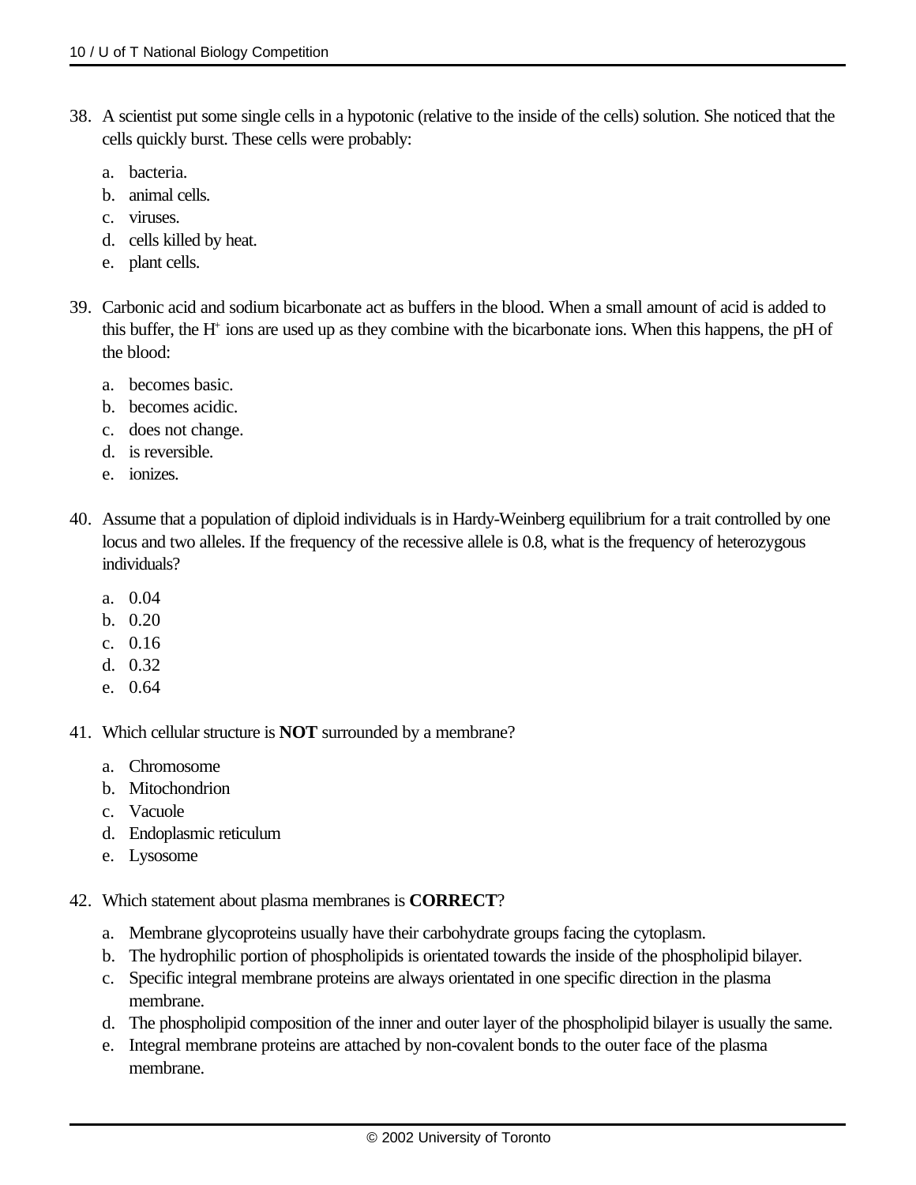38. A scientist put some single cells in a hypotonic (relative to the inside of the cells) solution. She noticed that the cells quickly burst. These cells were probably:

    a. bacteria.
    b. animal cells.
    c. viruses.
    d. cells killed by heat.
    e. plant cells.

39. Carbonic acid and sodium bicarbonate act as buffers in the blood. When a small amount of acid is added to this buffer, the $H^+$ ions are used up as they combine with the bicarbonate ions. When this happens, the pH of the blood:

    a. becomes basic.
    b. becomes acidic.
    c. does not change.
    d. is reversible.
    e. ionizes.

40. Assume that a population of diploid individuals is in Hardy-Weinberg equilibrium for a trait controlled by one locus and two alleles. If the frequency of the recessive allele is 0.8, what is the frequency of heterozygous individuals?

    a. 0.04
    b. 0.20
    c. 0.16
    d. 0.32
    e. 0.64

41. Which cellular structure is **NOT** surrounded by a membrane?

    a. Chromosome
    b. Mitochondrion
    c. Vacuole
    d. Endoplasmic reticulum
    e. Lysosome

42. Which statement about plasma membranes is **CORRECT**?

    a. Membrane glycoproteins usually have their carbohydrate groups facing the cytoplasm.
    b. The hydrophilic portion of phospholipids is orientated towards the inside of the phospholipid bilayer.
    c. Specific integral membrane proteins are always orientated in one specific direction in the plasma membrane.
    d. The phospholipid composition of the inner and outer layer of the phospholipid bilayer is usually the same.
    e. Integral membrane proteins are attached by non-covalent bonds to the outer face of the plasma membrane.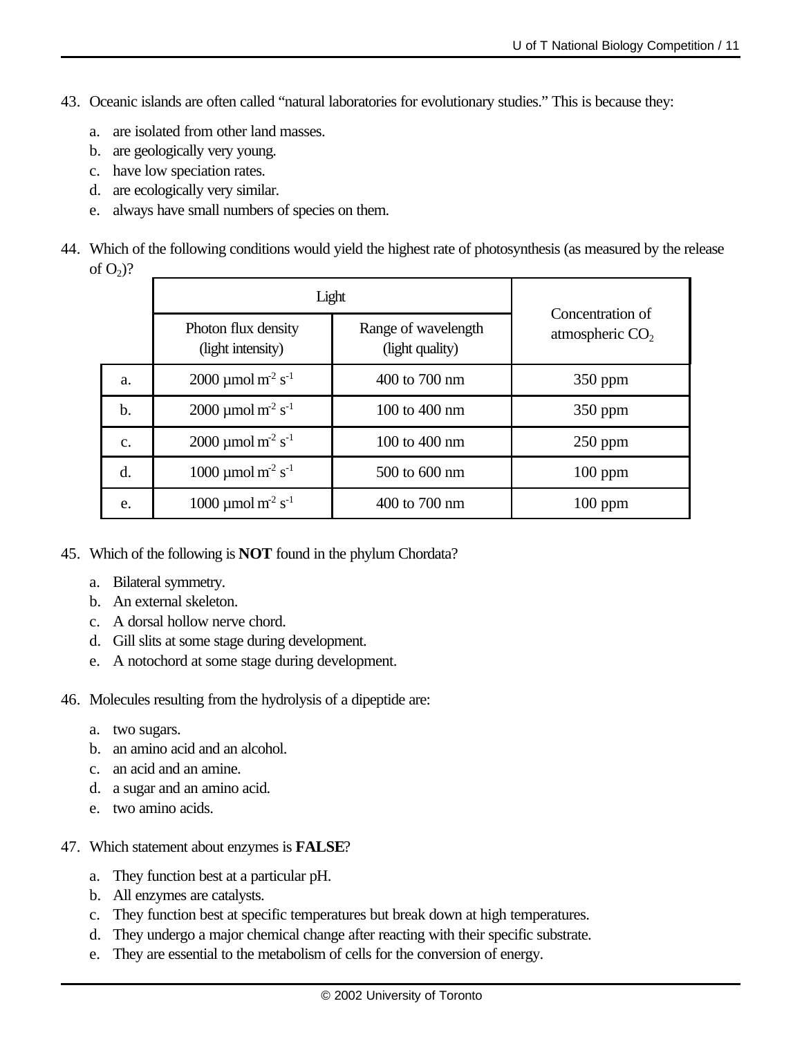43. Oceanic islands are often called “natural laboratories for evolutionary studies.” This is because they:

    a. are isolated from other land masses.
    b. are geologically very young.
    c. have low speciation rates.
    d. are ecologically very similar.
    e. always have small numbers of species on them.

44. Which of the following conditions would yield the highest rate of photosynthesis (as measured by the release of $O_2$)?

| | Light | | Concentration of atmospheric $CO_2$ |
|---|---|---|---|
| | Photon flux density (light intensity) | Range of wavelength (light quality) | |
| a. | 2000 µmol $m^{-2}$ $s^{-1}$ | 400 to 700 nm | 350 ppm |
| b. | 2000 µmol $m^{-2}$ $s^{-1}$ | 100 to 400 nm | 350 ppm |
| c. | 2000 µmol $m^{-2}$ $s^{-1}$ | 100 to 400 nm | 250 ppm |
| d. | 1000 µmol $m^{-2}$ $s^{-1}$ | 500 to 600 nm | 100 ppm |
| e. | 1000 µmol $m^{-2}$ $s^{-1}$ | 400 to 700 nm | 100 ppm |

45. Which of the following is **NOT** found in the phylum Chordata?

    a. Bilateral symmetry.
    b. An external skeleton.
    c. A dorsal hollow nerve chord.
    d. Gill slits at some stage during development.
    e. A notochord at some stage during development.

46. Molecules resulting from the hydrolysis of a dipeptide are:

    a. two sugars.
    b. an amino acid and an alcohol.
    c. an acid and an amine.
    d. a sugar and an amino acid.
    e. two amino acids.

47. Which statement about enzymes is **FALSE**?

    a. They function best at a particular pH.
    b. All enzymes are catalysts.
    c. They function best at specific temperatures but break down at high temperatures.
    d. They undergo a major chemical change after reacting with their specific substrate.
    e. They are essential to the metabolism of cells for the conversion of energy.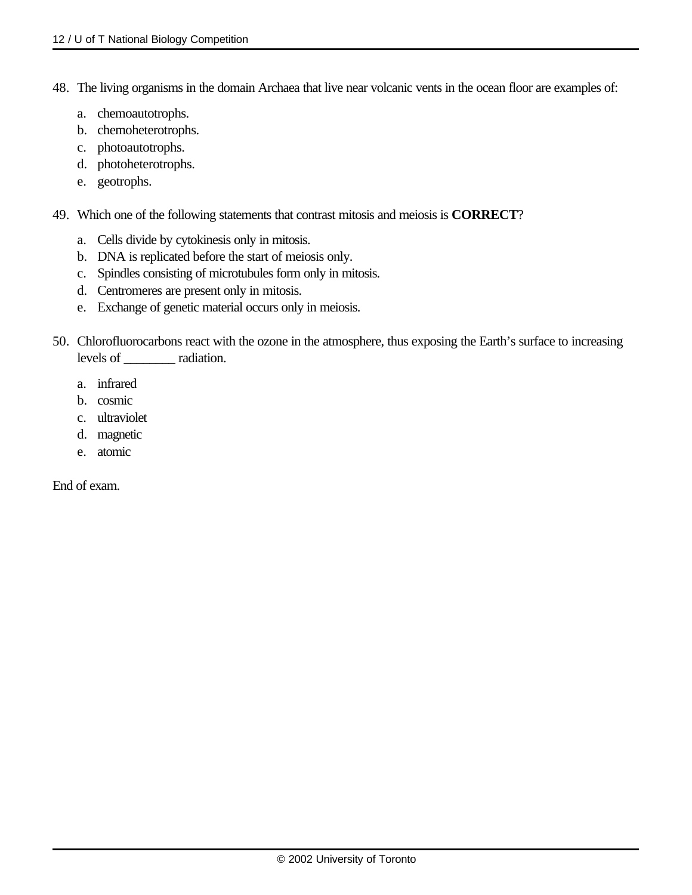48. The living organisms in the domain Archaea that live near volcanic vents in the ocean floor are examples of:

    a. chemoautotrophs.
    b. chemoheterotrophs.
    c. photoautotrophs.
    d. photoheterotrophs.
    e. geotrophs.

49. Which one of the following statements that contrast mitosis and meiosis is **CORRECT**?

    a. Cells divide by cytokinesis only in mitosis.
    b. DNA is replicated before the start of meiosis only.
    c. Spindles consisting of microtubules form only in mitosis.
    d. Centromeres are present only in mitosis.
    e. Exchange of genetic material occurs only in meiosis.

50. Chlorofluorocarbons react with the ozone in the atmosphere, thus exposing the Earth's surface to increasing levels of ________ radiation.

    a. infrared
    b. cosmic
    c. ultraviolet
    d. magnetic
    e. atomic

End of exam.